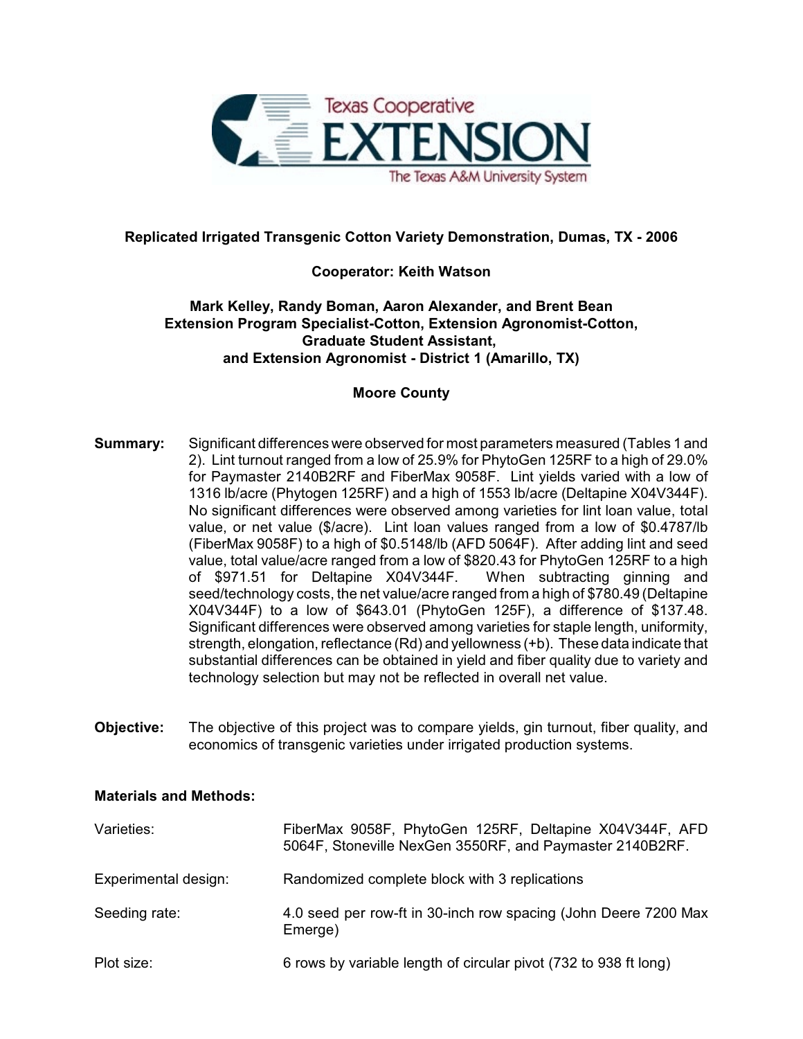# Replicated Irrigated Transgenic Cotton Variety Demonstration, Dumas, TX - 2006

**Cooperator: Keith Watson**

**Mark Kelley, Randy Boman, Aaron Alexander, and Brent Bean**
**Extension Program Specialist-Cotton, Extension Agronomist-Cotton, Graduate Student Assistant, and Extension Agronomist - District 1 (Amarillo, TX)**

**Moore County**

**Summary:** Significant differences were observed for most parameters measured (Tables 1 and 2). Lint turnout ranged from a low of 25.9% for PhytoGen 125RF to a high of 29.0% for Paymaster 2140B2RF and FiberMax 9058F. Lint yields varied with a low of 1316 lb/acre (Phytogen 125RF) and a high of 1553 lb/acre (Deltapine X04V344F). No significant differences were observed among varieties for lint loan value, total value, or net value ($/acre). Lint loan values ranged from a low of $0.4787/lb (FiberMax 9058F) to a high of $0.5148/lb (AFD 5064F). After adding lint and seed value, total value/acre ranged from a low of $820.43 for PhytoGen 125RF to a high of $971.51 for Deltapine X04V344F. When subtracting ginning and seed/technology costs, the net value/acre ranged from a high of $780.49 (Deltapine X04V344F) to a low of $643.01 (PhytoGen 125F), a difference of $137.48. Significant differences were observed among varieties for staple length, uniformity, strength, elongation, reflectance (Rd) and yellowness (+b). These data indicate that substantial differences can be obtained in yield and fiber quality due to variety and technology selection but may not be reflected in overall net value.

**Objective:** The objective of this project was to compare yields, gin turnout, fiber quality, and economics of transgenic varieties under irrigated production systems.

**Materials and Methods:**

| | |
|---|---|
| Varieties: | FiberMax 9058F, PhytoGen 125RF, Deltapine X04V344F, AFD 5064F, Stoneville NexGen 3550RF, and Paymaster 2140B2RF. |
| Experimental design: | Randomized complete block with 3 replications |
| Seeding rate: | 4.0 seed per row-ft in 30-inch row spacing (John Deere 7200 Max Emerge) |
| Plot size: | 6 rows by variable length of circular pivot (732 to 938 ft long) |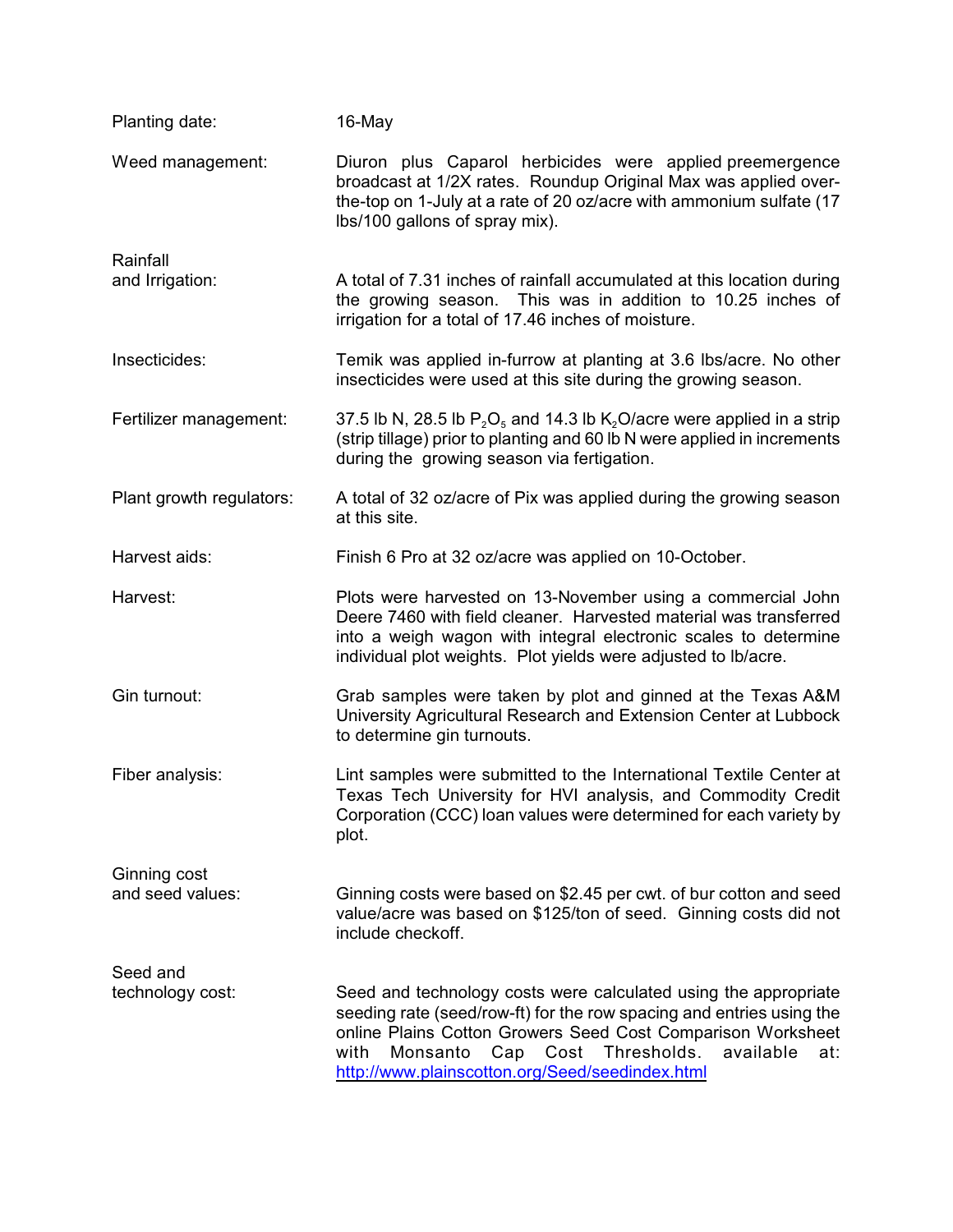| | |
|---|---|
| Planting date: | 16-May |
| Weed management: | Diuron plus Caparol herbicides were applied preemergence broadcast at 1/2X rates. Roundup Original Max was applied over-the-top on 1-July at a rate of 20 oz/acre with ammonium sulfate (17 lbs/100 gallons of spray mix). |
| Rainfall and Irrigation: | A total of 7.31 inches of rainfall accumulated at this location during the growing season. This was in addition to 10.25 inches of irrigation for a total of 17.46 inches of moisture. |
| Insecticides: | Temik was applied in-furrow at planting at 3.6 lbs/acre. No other insecticides were used at this site during the growing season. |
| Fertilizer management: | 37.5 lb N, 28.5 lb $P_2O_5$ and 14.3 lb $K_2O$/acre were applied in a strip (strip tillage) prior to planting and 60 lb N were applied in increments during the growing season via fertigation. |
| Plant growth regulators: | A total of 32 oz/acre of Pix was applied during the growing season at this site. |
| Harvest aids: | Finish 6 Pro at 32 oz/acre was applied on 10-October. |
| Harvest: | Plots were harvested on 13-November using a commercial John Deere 7460 with field cleaner. Harvested material was transferred into a weigh wagon with integral electronic scales to determine individual plot weights. Plot yields were adjusted to lb/acre. |
| Gin turnout: | Grab samples were taken by plot and ginned at the Texas A&M University Agricultural Research and Extension Center at Lubbock to determine gin turnouts. |
| Fiber analysis: | Lint samples were submitted to the International Textile Center at Texas Tech University for HVI analysis, and Commodity Credit Corporation (CCC) loan values were determined for each variety by plot. |
| Ginning cost and seed values: | Ginning costs were based on $2.45 per cwt. of bur cotton and seed value/acre was based on $125/ton of seed. Ginning costs did not include checkoff. |
| Seed and technology cost: | Seed and technology costs were calculated using the appropriate seeding rate (seed/row-ft) for the row spacing and entries using the online Plains Cotton Growers Seed Cost Comparison Worksheet with Monsanto Cap Cost Thresholds. available at: http://www.plainscotton.org/Seed/seedindex.html |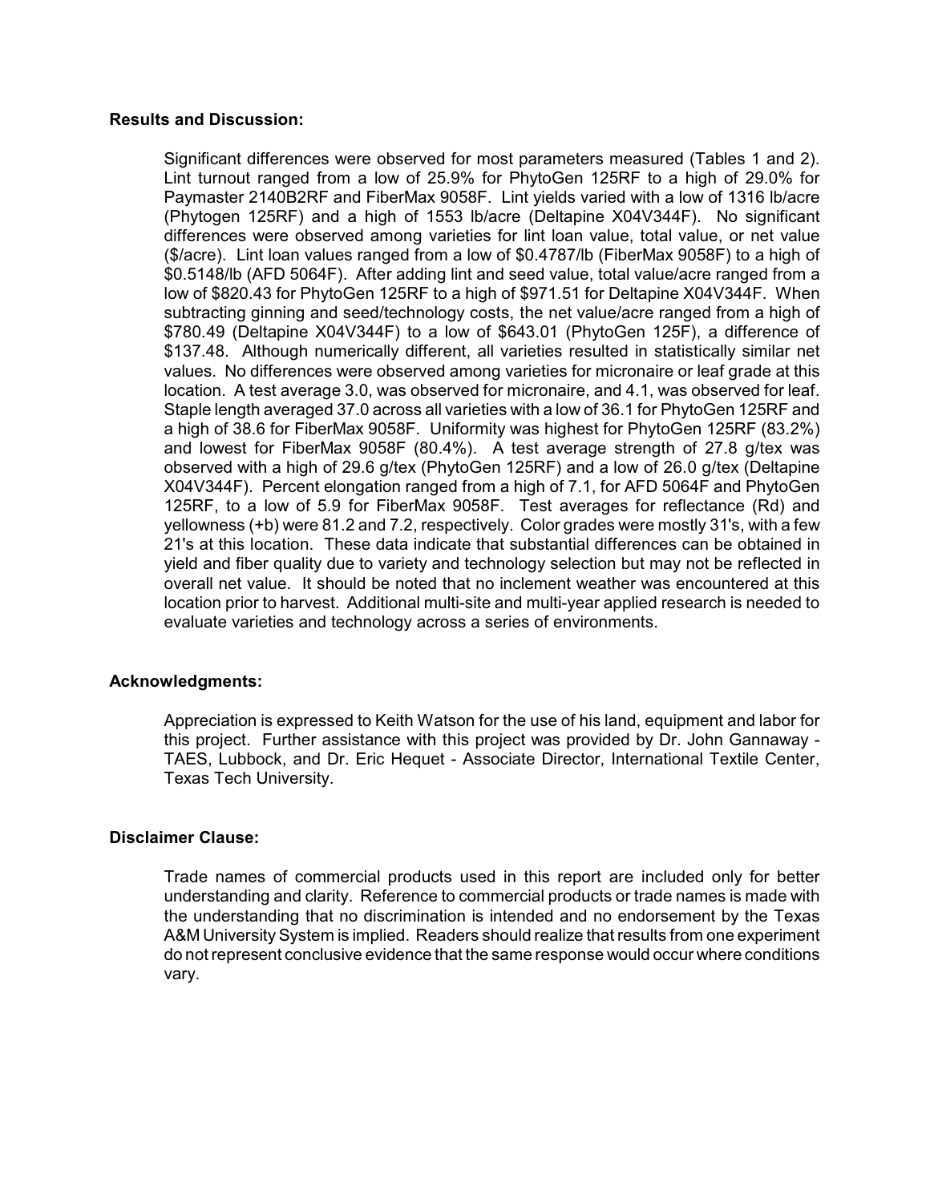**Results and Discussion:**

Significant differences were observed for most parameters measured (Tables 1 and 2). Lint turnout ranged from a low of 25.9% for PhytoGen 125RF to a high of 29.0% for Paymaster 2140B2RF and FiberMax 9058F. Lint yields varied with a low of 1316 lb/acre (Phytogen 125RF) and a high of 1553 lb/acre (Deltapine X04V344F). No significant differences were observed among varieties for lint loan value, total value, or net value ($/acre). Lint loan values ranged from a low of $0.4787/lb (FiberMax 9058F) to a high of $0.5148/lb (AFD 5064F). After adding lint and seed value, total value/acre ranged from a low of $820.43 for PhytoGen 125RF to a high of $971.51 for Deltapine X04V344F. When subtracting ginning and seed/technology costs, the net value/acre ranged from a high of $780.49 (Deltapine X04V344F) to a low of $643.01 (PhytoGen 125F), a difference of $137.48. Although numerically different, all varieties resulted in statistically similar net values. No differences were observed among varieties for micronaire or leaf grade at this location. A test average 3.0, was observed for micronaire, and 4.1, was observed for leaf. Staple length averaged 37.0 across all varieties with a low of 36.1 for PhytoGen 125RF and a high of 38.6 for FiberMax 9058F. Uniformity was highest for PhytoGen 125RF (83.2%) and lowest for FiberMax 9058F (80.4%). A test average strength of 27.8 g/tex was observed with a high of 29.6 g/tex (PhytoGen 125RF) and a low of 26.0 g/tex (Deltapine X04V344F). Percent elongation ranged from a high of 7.1, for AFD 5064F and PhytoGen 125RF, to a low of 5.9 for FiberMax 9058F. Test averages for reflectance (Rd) and yellowness (+b) were 81.2 and 7.2, respectively. Color grades were mostly 31's, with a few 21's at this location. These data indicate that substantial differences can be obtained in yield and fiber quality due to variety and technology selection but may not be reflected in overall net value. It should be noted that no inclement weather was encountered at this location prior to harvest. Additional multi-site and multi-year applied research is needed to evaluate varieties and technology across a series of environments.

**Acknowledgments:**

Appreciation is expressed to Keith Watson for the use of his land, equipment and labor for this project. Further assistance with this project was provided by Dr. John Gannaway - TAES, Lubbock, and Dr. Eric Hequet - Associate Director, International Textile Center, Texas Tech University.

**Disclaimer Clause:**

Trade names of commercial products used in this report are included only for better understanding and clarity. Reference to commercial products or trade names is made with the understanding that no discrimination is intended and no endorsement by the Texas A&M University System is implied. Readers should realize that results from one experiment do not represent conclusive evidence that the same response would occur where conditions vary.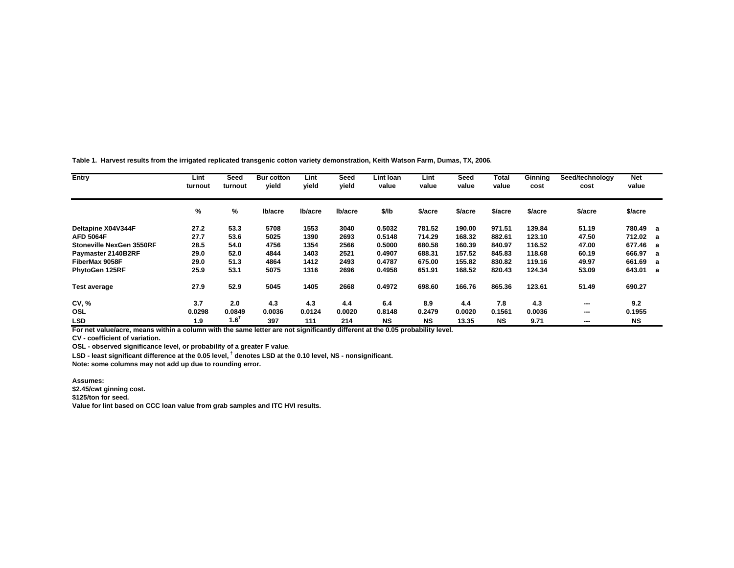**Table 1. Harvest results from the irrigated replicated transgenic cotton variety demonstration, Keith Watson Farm, Dumas, TX, 2006.**

| Entry | Lint turnout | Seed turnout | Bur cotton yield | Lint yield | Seed yield | Lint loan value | Lint value | Seed value | Total value | Ginning cost | Seed/technology cost | Net value | |
|---|---|---|---|---|---|---|---|---|---|---|---|---|---|
| | % | % | lb/acre | lb/acre | lb/acre | $/lb | $/acre | $/acre | $/acre | $/acre | $/acre | $/acre | |
| Deltapine X04V344F | 27.2 | 53.3 | 5708 | 1553 | 3040 | 0.5032 | 781.52 | 190.00 | 971.51 | 139.84 | 51.19 | 780.49 | a |
| AFD 5064F | 27.7 | 53.6 | 5025 | 1390 | 2693 | 0.5148 | 714.29 | 168.32 | 882.61 | 123.10 | 47.50 | 712.02 | a |
| Stoneville NexGen 3550RF | 28.5 | 54.0 | 4756 | 1354 | 2566 | 0.5000 | 680.58 | 160.39 | 840.97 | 116.52 | 47.00 | 677.46 | a |
| Paymaster 2140B2RF | 29.0 | 52.0 | 4844 | 1403 | 2521 | 0.4907 | 688.31 | 157.52 | 845.83 | 118.68 | 60.19 | 666.97 | a |
| FiberMax 9058F | 29.0 | 51.3 | 4864 | 1412 | 2493 | 0.4787 | 675.00 | 155.82 | 830.82 | 119.16 | 49.97 | 661.69 | a |
| PhytoGen 125RF | 25.9 | 53.1 | 5075 | 1316 | 2696 | 0.4958 | 651.91 | 168.52 | 820.43 | 124.34 | 53.09 | 643.01 | a |
| Test average | 27.9 | 52.9 | 5045 | 1405 | 2668 | 0.4972 | 698.60 | 166.76 | 865.36 | 123.61 | 51.49 | 690.27 | |
| CV, % | 3.7 | 2.0 | 4.3 | 4.3 | 4.4 | 6.4 | 8.9 | 4.4 | 7.8 | 4.3 | --- | 9.2 | |
| OSL | 0.0298 | 0.0849 | 0.0036 | 0.0124 | 0.0020 | 0.8148 | 0.2479 | 0.0020 | 0.1561 | 0.0036 | --- | 0.1955 | |
| LSD | 1.9 | 1.6[†] | 397 | 111 | 214 | NS | NS | 13.35 | NS | 9.71 | --- | NS | |

For net value/acre, means within a column with the same letter are not significantly different at the 0.05 probability level.

CV - coefficient of variation.

OSL - observed significance level, or probability of a greater F value.

LSD - least significant difference at the 0.05 level, [†] denotes LSD at the 0.10 level, NS - nonsignificant.

Note: some columns may not add up due to rounding error.

Assumes:

$2.45/cwt ginning cost.

$125/ton for seed.

Value for lint based on CCC loan value from grab samples and ITC HVI results.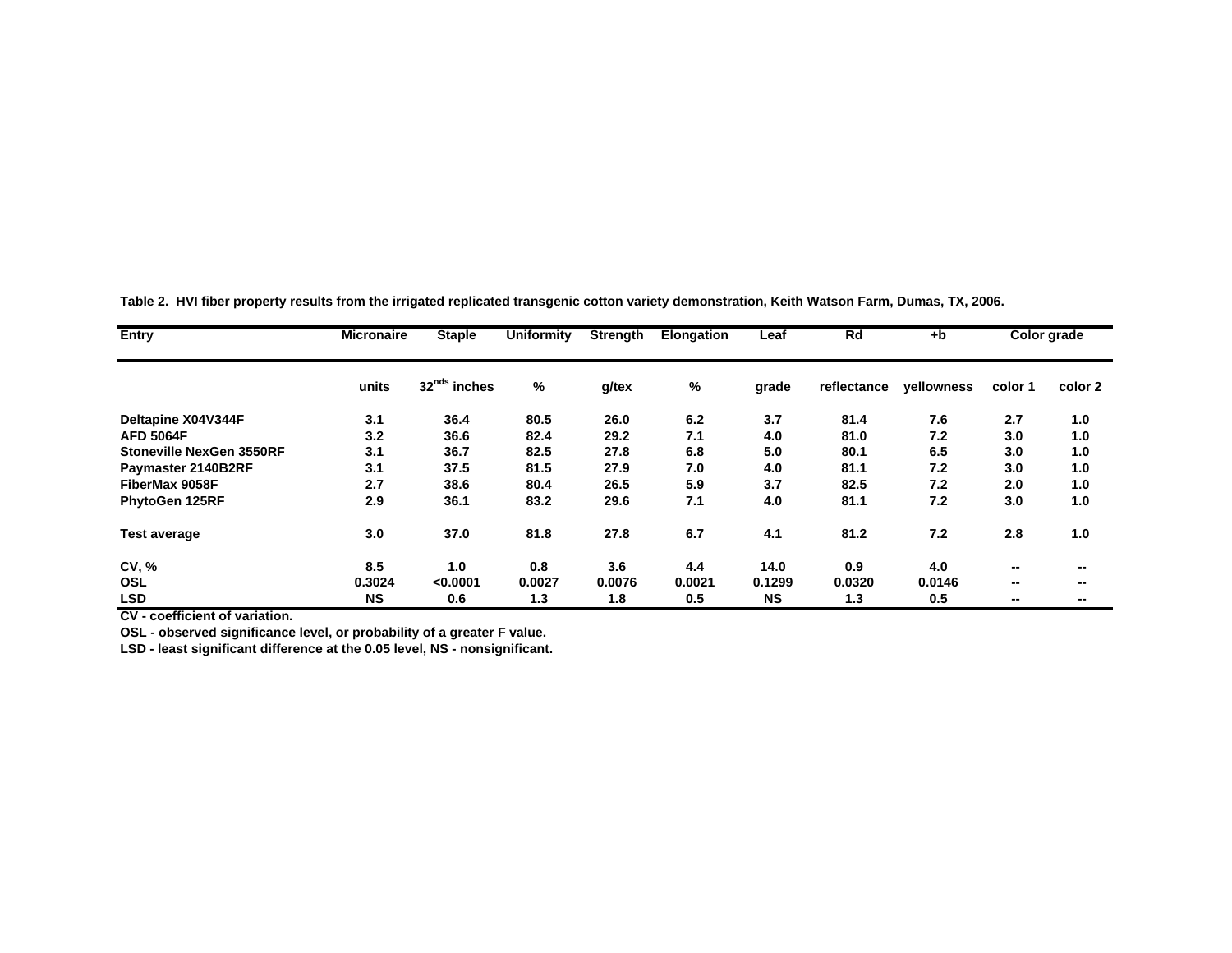**Table 2. HVI fiber property results from the irrigated replicated transgenic cotton variety demonstration, Keith Watson Farm, Dumas, TX, 2006.**

| Entry | Micronaire | Staple | Uniformity | Strength | Elongation | Leaf | Rd | +b | Color grade | |
|---|---|---|---|---|---|---|---|---|---|---|
| | units | $32^{nds}$ inches | % | g/tex | % | grade | reflectance | yellowness | color 1 | color 2 |
| Deltapine X04V344F | 3.1 | 36.4 | 80.5 | 26.0 | 6.2 | 3.7 | 81.4 | 7.6 | 2.7 | 1.0 |
| AFD 5064F | 3.2 | 36.6 | 82.4 | 29.2 | 7.1 | 4.0 | 81.0 | 7.2 | 3.0 | 1.0 |
| Stoneville NexGen 3550RF | 3.1 | 36.7 | 82.5 | 27.8 | 6.8 | 5.0 | 80.1 | 6.5 | 3.0 | 1.0 |
| Paymaster 2140B2RF | 3.1 | 37.5 | 81.5 | 27.9 | 7.0 | 4.0 | 81.1 | 7.2 | 3.0 | 1.0 |
| FiberMax 9058F | 2.7 | 38.6 | 80.4 | 26.5 | 5.9 | 3.7 | 82.5 | 7.2 | 2.0 | 1.0 |
| PhytoGen 125RF | 2.9 | 36.1 | 83.2 | 29.6 | 7.1 | 4.0 | 81.1 | 7.2 | 3.0 | 1.0 |
| Test average | 3.0 | 37.0 | 81.8 | 27.8 | 6.7 | 4.1 | 81.2 | 7.2 | 2.8 | 1.0 |
| CV, % | 8.5 | 1.0 | 0.8 | 3.6 | 4.4 | 14.0 | 0.9 | 4.0 | -- | -- |
| OSL | 0.3024 | <0.0001 | 0.0027 | 0.0076 | 0.0021 | 0.1299 | 0.0320 | 0.0146 | -- | -- |
| LSD | NS | 0.6 | 1.3 | 1.8 | 0.5 | NS | 1.3 | 0.5 | -- | -- |

CV - coefficient of variation.

OSL - observed significance level, or probability of a greater F value.

LSD - least significant difference at the 0.05 level, NS - nonsignificant.